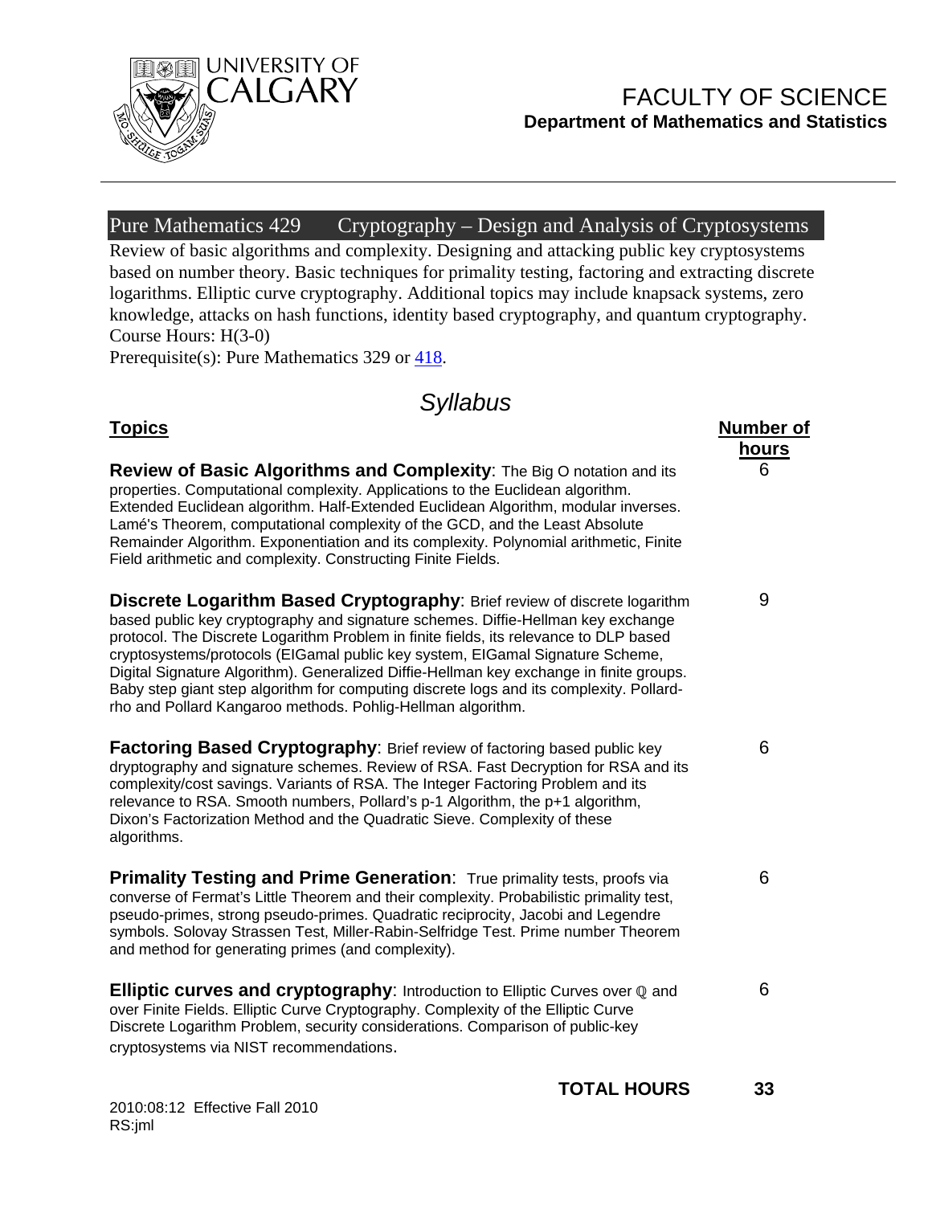UNIVERSITY OF CALGARY

# FACULTY OF SCIENCE

**Department of Mathematics and Statistics**

---

## Pure Mathematics 429 Cryptography – Design and Analysis of Cryptosystems

Review of basic algorithms and complexity. Designing and attacking public key cryptosystems based on number theory. Basic techniques for primality testing, factoring and extracting discrete logarithms. Elliptic curve cryptography. Additional topics may include knapsack systems, zero knowledge, attacks on hash functions, identity based cryptography, and quantum cryptography.
Course Hours: H(3-0)
Prerequisite(s): Pure Mathematics 329 or 418.

## *Syllabus*

| **Topics** | **Number of hours** |
|---|---|
| **Review of Basic Algorithms and Complexity**: The Big O notation and its properties. Computational complexity. Applications to the Euclidean algorithm. Extended Euclidean algorithm. Half-Extended Euclidean Algorithm, modular inverses. Lamé's Theorem, computational complexity of the GCD, and the Least Absolute Remainder Algorithm. Exponentiation and its complexity. Polynomial arithmetic, Finite Field arithmetic and complexity. Constructing Finite Fields. | 6 |
| **Discrete Logarithm Based Cryptography**: Brief review of discrete logarithm based public key cryptography and signature schemes. Diffie-Hellman key exchange protocol. The Discrete Logarithm Problem in finite fields, its relevance to DLP based cryptosystems/protocols (ElGamal public key system, ElGamal Signature Scheme, Digital Signature Algorithm). Generalized Diffie-Hellman key exchange in finite groups. Baby step giant step algorithm for computing discrete logs and its complexity. Pollard-rho and Pollard Kangaroo methods. Pohlig-Hellman algorithm. | 9 |
| **Factoring Based Cryptography**: Brief review of factoring based public key dryptography and signature schemes. Review of RSA. Fast Decryption for RSA and its complexity/cost savings. Variants of RSA. The Integer Factoring Problem and its relevance to RSA. Smooth numbers, Pollard's p-1 Algorithm, the p+1 algorithm, Dixon's Factorization Method and the Quadratic Sieve. Complexity of these algorithms. | 6 |
| **Primality Testing and Prime Generation**: True primality tests, proofs via converse of Fermat's Little Theorem and their complexity. Probabilistic primality test, pseudo-primes, strong pseudo-primes. Quadratic reciprocity, Jacobi and Legendre symbols. Solovay Strassen Test, Miller-Rabin-Selfridge Test. Prime number Theorem and method for generating primes (and complexity). | 6 |
| **Elliptic curves and cryptography**: Introduction to Elliptic Curves over $\mathbb{Q}$ and over Finite Fields. Elliptic Curve Cryptography. Complexity of the Elliptic Curve Discrete Logarithm Problem, security considerations. Comparison of public-key cryptosystems via NIST recommendations. | 6 |
| **TOTAL HOURS** | **33** |

2010:08:12 Effective Fall 2010
RS:jml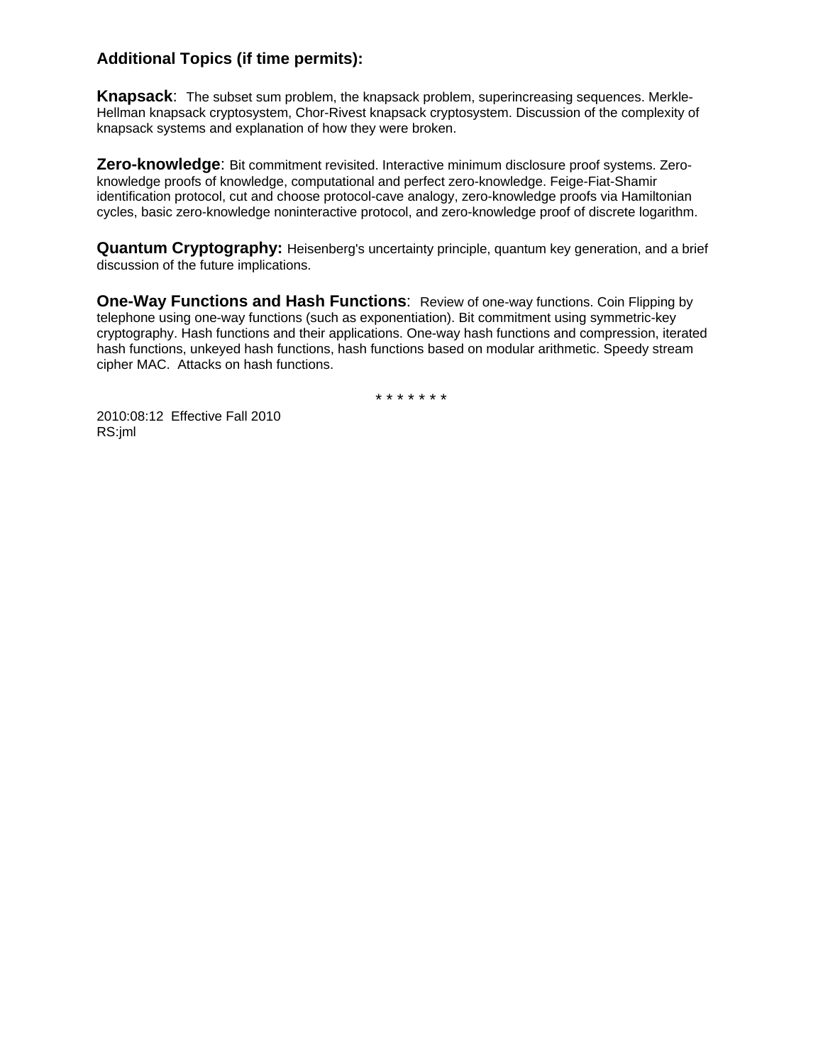### Additional Topics (if time permits):

**Knapsack**: The subset sum problem, the knapsack problem, superincreasing sequences. Merkle-Hellman knapsack cryptosystem, Chor-Rivest knapsack cryptosystem. Discussion of the complexity of knapsack systems and explanation of how they were broken.

**Zero-knowledge**: Bit commitment revisited. Interactive minimum disclosure proof systems. Zero-knowledge proofs of knowledge, computational and perfect zero-knowledge. Feige-Fiat-Shamir identification protocol, cut and choose protocol-cave analogy, zero-knowledge proofs via Hamiltonian cycles, basic zero-knowledge noninteractive protocol, and zero-knowledge proof of discrete logarithm.

**Quantum Cryptography:** Heisenberg's uncertainty principle, quantum key generation, and a brief discussion of the future implications.

**One-Way Functions and Hash Functions**: Review of one-way functions. Coin Flipping by telephone using one-way functions (such as exponentiation). Bit commitment using symmetric-key cryptography. Hash functions and their applications. One-way hash functions and compression, iterated hash functions, unkeyed hash functions, hash functions based on modular arithmetic. Speedy stream cipher MAC. Attacks on hash functions.

\* \* \* \* \* \* \*

2010:08:12 Effective Fall 2010
RS:jml